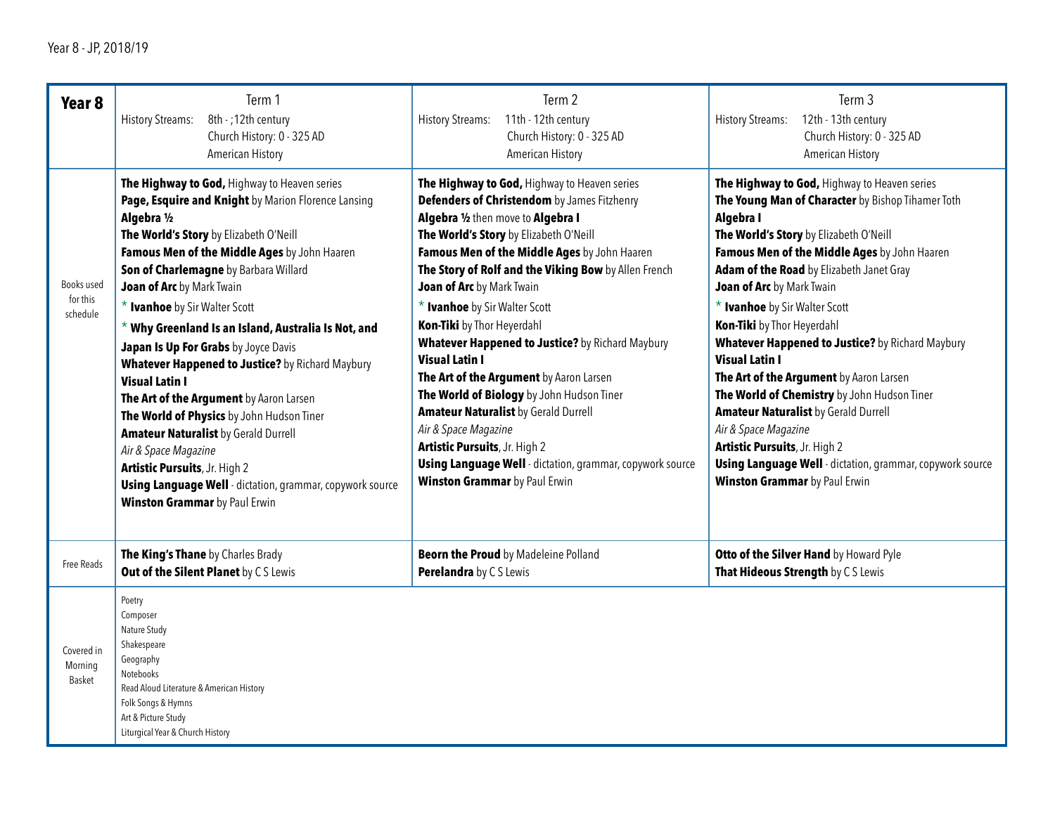Year 8 - JP, 2018/19

| Year 8 | Term 1<br>History Streams: 8th - ;12th century<br>Church History: 0 - 325 AD<br>American History | Term 2<br>History Streams: 11th - 12th century<br>Church History: 0 - 325 AD<br>American History | Term 3<br>History Streams: 12th - 13th century<br>Church History: 0 - 325 AD<br>American History |
|---|---|---|---|
| Books used for this schedule | **The Highway to God,** Highway to Heaven series<br>**Page, Esquire and Knight** by Marion Florence Lansing<br>**Algebra ½**<br>**The World's Story** by Elizabeth O'Neill<br>**Famous Men of the Middle Ages** by John Haaren<br>**Son of Charlemagne** by Barbara Willard<br>**Joan of Arc** by Mark Twain<br>* **Ivanhoe** by Sir Walter Scott<br>* **Why Greenland Is an Island, Australia Is Not, and Japan Is Up For Grabs** by Joyce Davis<br>**Whatever Happened to Justice?** by Richard Maybury<br>**Visual Latin I**<br>**The Art of the Argument** by Aaron Larsen<br>**The World of Physics** by John Hudson Tiner<br>**Amateur Naturalist** by Gerald Durrell<br>*Air & Space Magazine*<br>**Artistic Pursuits**, Jr. High 2<br>**Using Language Well** - dictation, grammar, copywork source<br>**Winston Grammar** by Paul Erwin | **The Highway to God,** Highway to Heaven series<br>**Defenders of Christendom** by James Fitzhenry<br>**Algebra ½** then move to **Algebra I**<br>**The World's Story** by Elizabeth O'Neill<br>**Famous Men of the Middle Ages** by John Haaren<br>**The Story of Rolf and the Viking Bow** by Allen French<br>**Joan of Arc** by Mark Twain<br>* **Ivanhoe** by Sir Walter Scott<br>**Kon-Tiki** by Thor Heyerdahl<br>**Whatever Happened to Justice?** by Richard Maybury<br>**Visual Latin I**<br>**The Art of the Argument** by Aaron Larsen<br>**The World of Biology** by John Hudson Tiner<br>**Amateur Naturalist** by Gerald Durrell<br>*Air & Space Magazine*<br>**Artistic Pursuits**, Jr. High 2<br>**Using Language Well** - dictation, grammar, copywork source<br>**Winston Grammar** by Paul Erwin | **The Highway to God,** Highway to Heaven series<br>**The Young Man of Character** by Bishop Tihamer Toth<br>**Algebra I**<br>**The World's Story** by Elizabeth O'Neill<br>**Famous Men of the Middle Ages** by John Haaren<br>**Adam of the Road** by Elizabeth Janet Gray<br>**Joan of Arc** by Mark Twain<br>* **Ivanhoe** by Sir Walter Scott<br>**Kon-Tiki** by Thor Heyerdahl<br>**Whatever Happened to Justice?** by Richard Maybury<br>**Visual Latin I**<br>**The Art of the Argument** by Aaron Larsen<br>**The World of Chemistry** by John Hudson Tiner<br>**Amateur Naturalist** by Gerald Durrell<br>*Air & Space Magazine*<br>**Artistic Pursuits**, Jr. High 2<br>**Using Language Well** - dictation, grammar, copywork source<br>**Winston Grammar** by Paul Erwin |
| Free Reads | **The King's Thane** by Charles Brady<br>**Out of the Silent Planet** by C S Lewis | **Beorn the Proud** by Madeleine Polland<br>**Perelandra** by C S Lewis | **Otto of the Silver Hand** by Howard Pyle<br>**That Hideous Strength** by C S Lewis |
| Covered in Morning Basket | Poetry<br>Composer<br>Nature Study<br>Shakespeare<br>Geography<br>Notebooks<br>Read Aloud Literature & American History<br>Folk Songs & Hymns<br>Art & Picture Study<br>Liturgical Year & Church History | | |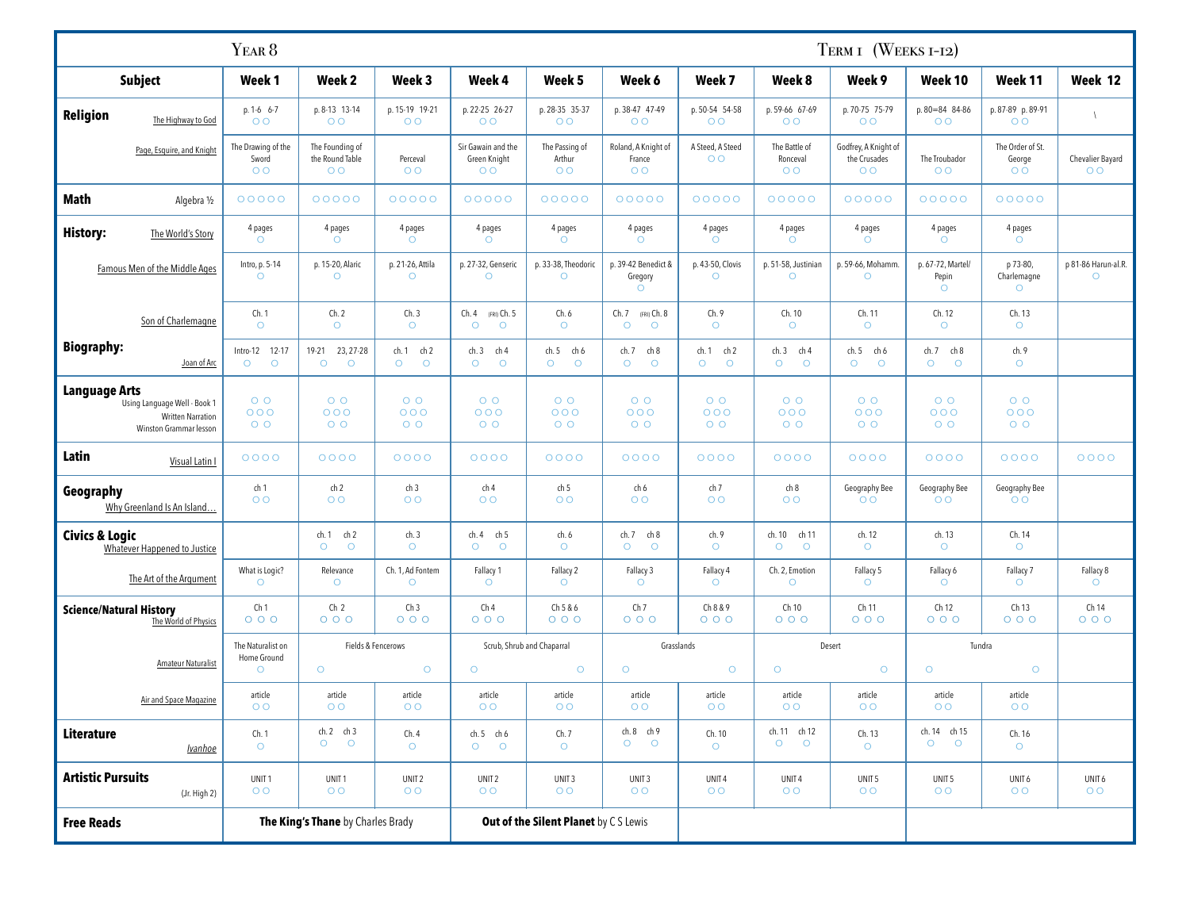# Year 8 — Term 1 (Weeks 1-12)

| Subject | | Week 1 | Week 2 | Week 3 | Week 4 | Week 5 | Week 6 | Week 7 | Week 8 | Week 9 | Week 10 | Week 11 | Week 12 |
|---|---|---|---|---|---|---|---|---|---|---|---|---|---|
| **Religion** | The Highway to God | p. 1-6 6-7 ○○ | p. 8-13 13-14 ○○ | p. 15-19 19-21 ○○ | p. 22-25 26-27 ○○ | p. 28-35 35-37 ○○ | p. 38-47 47-49 ○○ | p. 50-54 54-58 ○○ | p. 59-66 67-69 ○○ | p. 70-75 75-79 ○○ | p. 80=84 84-86 ○○ | p. 87-89 p. 89-91 ○○ | \ |
| | Page, Esquire, and Knight | The Drawing of the Sword ○○ | The Founding of the Round Table ○○ | Perceval ○○ | Sir Gawain and the Green Knight ○○ | The Passing of Arthur ○○ | Roland, A Knight of France ○○ | A Steed, A Steed ○○ | The Battle of Ronceval ○○ | Godfrey, A Knight of the Crusades ○○ | The Troubador ○○ | The Order of St. George ○○ | Chevalier Bayard ○○ |
| **Math** | Algebra ½ | ○○○○○ | ○○○○○ | ○○○○○ | ○○○○○ | ○○○○○ | ○○○○○ | ○○○○○ | ○○○○○ | ○○○○○ | ○○○○○ | ○○○○○ | |
| **History:** | The World's Story | 4 pages ○ | 4 pages ○ | 4 pages ○ | 4 pages ○ | 4 pages ○ | 4 pages ○ | 4 pages ○ | 4 pages ○ | 4 pages ○ | 4 pages ○ | 4 pages ○ | |
| | Famous Men of the Middle Ages | Intro, p. 5-14 ○ | p. 15-20, Alaric ○ | p. 21-26, Attila ○ | p. 27-32, Genseric ○ | p. 33-38, Theodoric ○ | p. 39-42 Benedict & Gregory ○ | p. 43-50, Clovis ○ | p. 51-58, Justinian ○ | p. 59-66, Mohamm. ○ | p. 67-72, Martel/ Pepin ○ | p 73-80, Charlemagne ○ | p 81-86 Harun-al.R. ○ |
| | Son of Charlemagne | Ch. 1 ○ | Ch. 2 ○ | Ch. 3 ○ | Ch. 4 ○ (FRI) Ch. 5 ○ | Ch. 6 ○ | Ch. 7 ○ (FRI) Ch. 8 ○ | Ch. 9 ○ | Ch. 10 ○ | Ch. 11 ○ | Ch. 12 ○ | Ch. 13 ○ | |
| **Biography:** | Joan of Arc | Intro-12 ○ 12-17 ○ | 19-21 ○ 23, 27-28 ○ | ch. 1 ○ ch 2 ○ | ch. 3 ○ ch 4 ○ | ch. 5 ○ ch 6 ○ | ch. 7 ○ ch 8 ○ | ch. 1 ○ ch 2 ○ | ch. 3 ○ ch 4 ○ | ch. 5 ○ ch 6 ○ | ch. 7 ○ ch 8 ○ | ch. 9 ○ | |
| **Language Arts** | Using Language Well - Book 1 / Written Narration / Winston Grammar lesson | ○○ / ○○○ / ○○ | ○○ / ○○○ / ○○ | ○○ / ○○○ / ○○ | ○○ / ○○○ / ○○ | ○○ / ○○○ / ○○ | ○○ / ○○○ / ○○ | ○○ / ○○○ / ○○ | ○○ / ○○○ / ○○ | ○○ / ○○○ / ○○ | ○○ / ○○○ / ○○ | ○○ / ○○○ / ○○ | |
| **Latin** | Visual Latin I | ○○○○ | ○○○○ | ○○○○ | ○○○○ | ○○○○ | ○○○○ | ○○○○ | ○○○○ | ○○○○ | ○○○○ | ○○○○ | ○○○○ |
| **Geography** | Why Greenland Is An Island… | ch 1 ○○ | ch 2 ○○ | ch 3 ○○ | ch 4 ○○ | ch 5 ○○ | ch 6 ○○ | ch 7 ○○ | ch 8 ○○ | Geography Bee ○○ | Geography Bee ○○ | Geography Bee ○○ | |
| **Civics & Logic** | Whatever Happened to Justice | | ch. 1 ○ ch 2 ○ | ch. 3 ○ | ch. 4 ○ ch 5 ○ | ch. 6 ○ | ch. 7 ○ ch 8 ○ | ch. 9 ○ | ch. 10 ○ ch 11 ○ | ch. 12 ○ | ch. 13 ○ | Ch. 14 ○ | |
| | The Art of the Argument | What is Logic? ○ | Relevance ○ | Ch. 1, Ad Fontem ○ | Fallacy 1 ○ | Fallacy 2 ○ | Fallacy 3 ○ | Fallacy 4 ○ | Ch. 2, Emotion ○ | Fallacy 5 ○ | Fallacy 6 ○ | Fallacy 7 ○ | Fallacy 8 ○ |
| **Science/Natural History** | The World of Physics | Ch 1 ○○○ | Ch 2 ○○○ | Ch 3 ○○○ | Ch 4 ○○○ | Ch 5 & 6 ○○○ | Ch 7 ○○○ | Ch 8 & 9 ○○○ | Ch 10 ○○○ | Ch 11 ○○○ | Ch 12 ○○○ | Ch 13 ○○○ | Ch 14 ○○○ |
| | Amateur Naturalist | The Naturalist on Home Ground ○ | Fields & Fencerows ○ | ○ | Scrub, Shrub and Chaparral ○ | ○ | Grasslands ○ | ○ | Desert ○ | ○ | Tundra ○ | ○ | |
| | Air and Space Magazine | article ○○ | article ○○ | article ○○ | article ○○ | article ○○ | article ○○ | article ○○ | article ○○ | article ○○ | article ○○ | article ○○ | |
| **Literature** | *Ivanhoe* | Ch. 1 ○ | ch. 2 ○ ch 3 ○ | Ch. 4 ○ | ch. 5 ○ ch 6 ○ | Ch. 7 ○ | ch. 8 ○ ch 9 ○ | Ch. 10 ○ | ch. 11 ○ ch 12 ○ | Ch. 13 ○ | ch. 14 ○ ch 15 ○ | Ch. 16 ○ | |
| **Artistic Pursuits** | (Jr. High 2) | UNIT 1 ○○ | UNIT 1 ○○ | UNIT 2 ○○ | UNIT 2 ○○ | UNIT 3 ○○ | UNIT 3 ○○ | UNIT 4 ○○ | UNIT 4 ○○ | UNIT 5 ○○ | UNIT 5 ○○ | UNIT 6 ○○ | UNIT 6 ○○ |
| **Free Reads** | | **The King's Thane** by Charles Brady | | | **Out of the Silent Planet** by C S Lewis | | | | | | | | |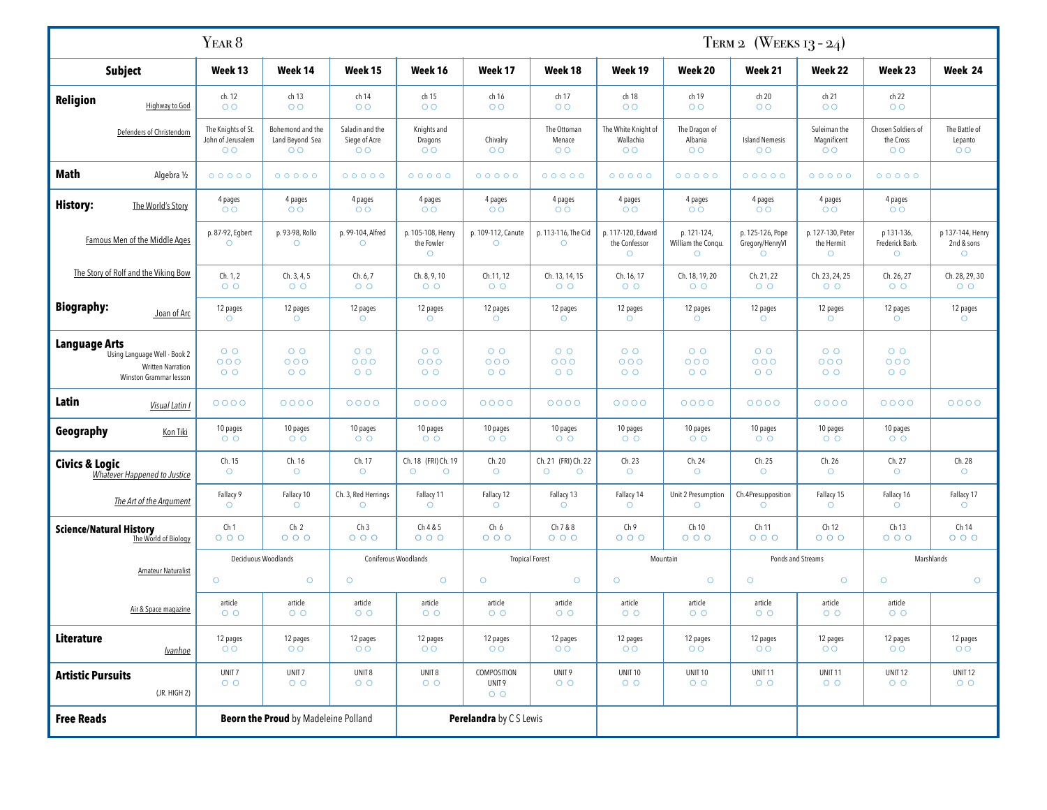# Year 8 — Term 2 (Weeks 13 - 24)

| Subject | | Week 13 | Week 14 | Week 15 | Week 16 | Week 17 | Week 18 | Week 19 | Week 20 | Week 21 | Week 22 | Week 23 | Week 24 |
|---|---|---|---|---|---|---|---|---|---|---|---|---|---|
| **Religion** | Highway to God | ch. 12 ○○ | ch 13 ○○ | ch 14 ○○ | ch 15 ○○ | ch 16 ○○ | ch 17 ○○ | ch 18 ○○ | ch 19 ○○ | ch 20 ○○ | ch 21 ○○ | ch 22 ○○ | |
| | Defenders of Christendom | The Knights of St. John of Jerusalem ○○ | Bohemond and the Land Beyond Sea ○○ | Saladin and the Siege of Acre ○○ | Knights and Dragons ○○ | Chivalry ○○ | The Ottoman Menace ○○ | The White Knight of Wallachia ○○ | The Dragon of Albania ○○ | Island Nemesis ○○ | Suleiman the Magnificent ○○ | Chosen Soldiers of the Cross ○○ | The Battle of Lepanto ○○ |
| **Math** | Algebra ½ | ○○○○○ | ○○○○○ | ○○○○○ | ○○○○○ | ○○○○○ | ○○○○○ | ○○○○○ | ○○○○○ | ○○○○○ | ○○○○○ | ○○○○○ | |
| **History:** | The World's Story | 4 pages ○○ | 4 pages ○○ | 4 pages ○○ | 4 pages ○○ | 4 pages ○○ | 4 pages ○○ | 4 pages ○○ | 4 pages ○○ | 4 pages ○○ | 4 pages ○○ | 4 pages ○○ | |
| | Famous Men of the Middle Ages | p. 87-92, Egbert ○ | p. 93-98, Rollo ○ | p. 99-104, Alfred ○ | p. 105-108, Henry the Fowler ○ | p. 109-112, Canute ○ | p. 113-116, The Cid ○ | p. 117-120, Edward the Confessor ○ | p. 121-124, William the Conqu. ○ | p. 125-126, Pope Gregory/HenryVI ○ | p. 127-130, Peter the Hermit ○ | p 131-136, Frederick Barb. ○ | p 137-144, Henry 2nd & sons ○ |
| | The Story of Rolf and the Viking Bow | Ch. 1, 2 ○○ | Ch. 3, 4, 5 ○○ | Ch. 6, 7 ○○ | Ch. 8, 9, 10 ○○ | Ch.11, 12 ○○ | Ch. 13, 14, 15 ○○ | Ch. 16, 17 ○○ | Ch. 18, 19, 20 ○○ | Ch. 21, 22 ○○ | Ch. 23, 24, 25 ○○ | Ch. 26, 27 ○○ | Ch. 28, 29, 30 ○○ |
| **Biography:** | Joan of Arc | 12 pages ○ | 12 pages ○ | 12 pages ○ | 12 pages ○ | 12 pages ○ | 12 pages ○ | 12 pages ○ | 12 pages ○ | 12 pages ○ | 12 pages ○ | 12 pages ○ | 12 pages ○ |
| **Language Arts** | Using Language Well - Book 2 / Written Narration / Winston Grammar lesson | ○○ ○○○ ○○ | ○○ ○○○ ○○ | ○○ ○○○ ○○ | ○○ ○○○ ○○ | ○○ ○○○ ○○ | ○○ ○○○ ○○ | ○○ ○○○ ○○ | ○○ ○○○ ○○ | ○○ ○○○ ○○ | ○○ ○○○ ○○ | ○○ ○○○ ○○ | |
| **Latin** | *Visual Latin I* | ○○○○ | ○○○○ | ○○○○ | ○○○○ | ○○○○ | ○○○○ | ○○○○ | ○○○○ | ○○○○ | ○○○○ | ○○○○ | ○○○○ |
| **Geography** | Kon Tiki | 10 pages ○○ | 10 pages ○○ | 10 pages ○○ | 10 pages ○○ | 10 pages ○○ | 10 pages ○○ | 10 pages ○○ | 10 pages ○○ | 10 pages ○○ | 10 pages ○○ | 10 pages ○○ | |
| **Civics & Logic** | *Whatever Happened to Justice* | Ch. 15 ○ | Ch. 16 ○ | Ch. 17 ○ | Ch. 18 (FRI) Ch. 19 ○ ○ | Ch. 20 ○ | Ch. 21 (FRI) Ch. 22 ○ ○ | Ch. 23 ○ | Ch. 24 ○ | Ch. 25 ○ | Ch. 26 ○ | Ch. 27 ○ | Ch. 28 ○ |
| | *The Art of the Argument* | Fallacy 9 ○ | Fallacy 10 ○ | Ch. 3, Red Herrings ○ | Fallacy 11 ○ | Fallacy 12 ○ | Fallacy 13 ○ | Fallacy 14 ○ | Unit 2 Presumption ○ | Ch.4Presupposition ○ | Fallacy 15 ○ | Fallacy 16 ○ | Fallacy 17 ○ |
| **Science/Natural History** | The World of Biology | Ch 1 ○○○ | Ch 2 ○○○ | Ch 3 ○○○ | Ch 4 & 5 ○○○ | Ch 6 ○○○ | Ch 7 & 8 ○○○ | Ch 9 ○○○ | Ch 10 ○○○ | Ch 11 ○○○ | Ch 12 ○○○ | Ch 13 ○○○ | Ch 14 ○○○ |
| | Amateur Naturalist | Deciduous Woodlands ○ | ○ | Coniferous Woodlands ○ | ○ | Tropical Forest ○ | ○ | Mountain ○ | ○ | Ponds and Streams ○ | ○ | Marshlands ○ | ○ |
| | Air & Space magazine | article ○○ | article ○○ | article ○○ | article ○○ | article ○○ | article ○○ | article ○○ | article ○○ | article ○○ | article ○○ | article ○○ | |
| **Literature** | *Ivanhoe* | 12 pages ○○ | 12 pages ○○ | 12 pages ○○ | 12 pages ○○ | 12 pages ○○ | 12 pages ○○ | 12 pages ○○ | 12 pages ○○ | 12 pages ○○ | 12 pages ○○ | 12 pages ○○ | 12 pages ○○ |
| **Artistic Pursuits** | (JR. HIGH 2) | UNIT 7 ○○ | UNIT 7 ○○ | UNIT 8 ○○ | UNIT 8 ○○ | COMPOSITION UNIT 9 ○○ | UNIT 9 ○○ | UNIT 10 ○○ | UNIT 10 ○○ | UNIT 11 ○○ | UNIT 11 ○○ | UNIT 12 ○○ | UNIT 12 ○○ |
| **Free Reads** | | **Beorn the Proud** by Madeleine Polland | | | **Perelandra** by C S Lewis | | | | | | | | |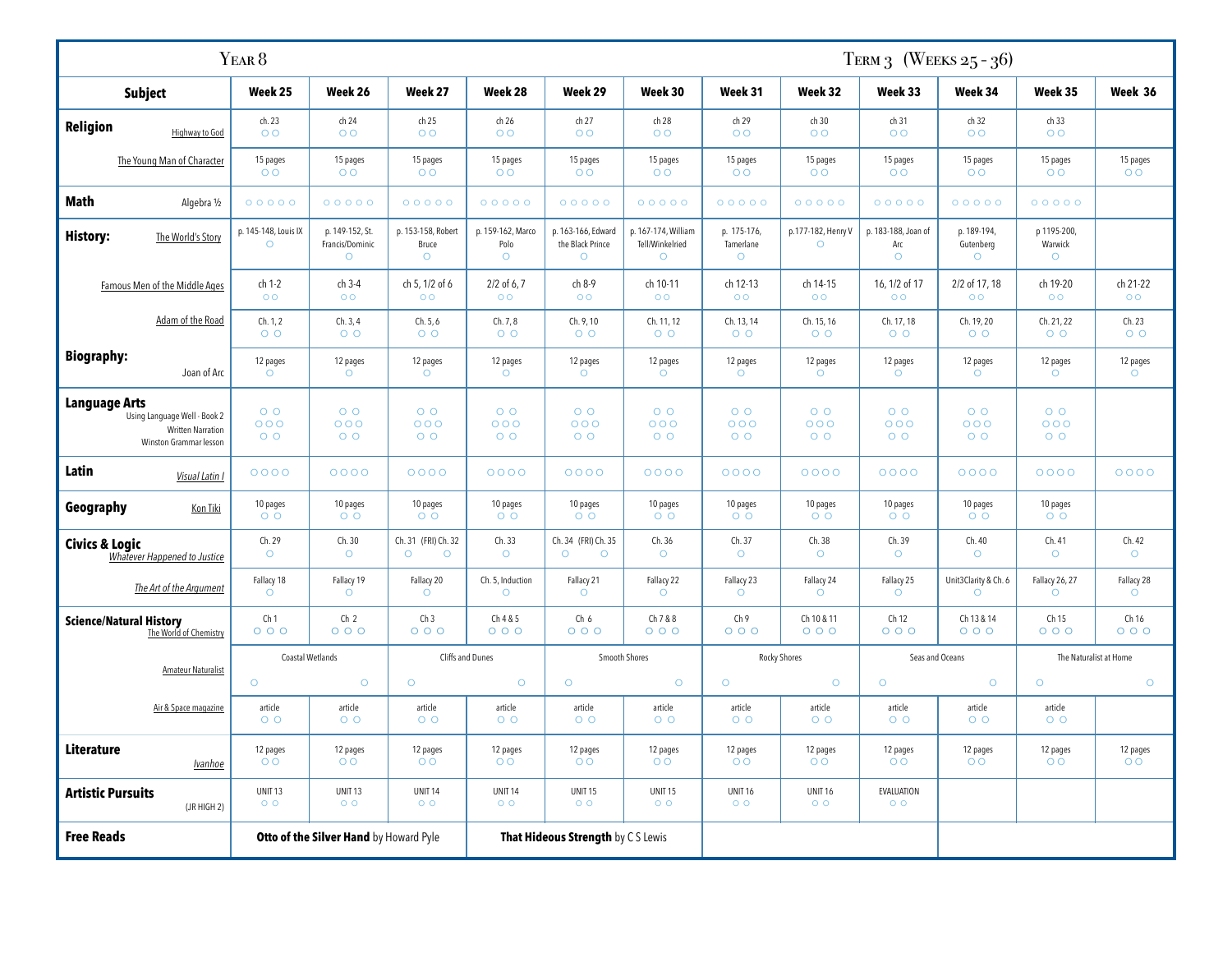| Year 8 | | | | | | Term 3 (Weeks 25 - 36) | | | | | | |
|---|---|---|---|---|---|---|---|---|---|---|---|---|
| **Subject** | **Week 25** | **Week 26** | **Week 27** | **Week 28** | **Week 29** | **Week 30** | **Week 31** | **Week 32** | **Week 33** | **Week 34** | **Week 35** | **Week 36** |
| **Religion** Highway to God | ch. 23 ○○ | ch 24 ○○ | ch 25 ○○ | ch 26 ○○ | ch 27 ○○ | ch 28 ○○ | ch 29 ○○ | ch 30 ○○ | ch 31 ○○ | ch 32 ○○ | ch 33 ○○ | |
| The Young Man of Character | 15 pages ○○ | 15 pages ○○ | 15 pages ○○ | 15 pages ○○ | 15 pages ○○ | 15 pages ○○ | 15 pages ○○ | 15 pages ○○ | 15 pages ○○ | 15 pages ○○ | 15 pages ○○ | 15 pages ○○ |
| **Math** Algebra ½ | ○○○○○ | ○○○○○ | ○○○○○ | ○○○○○ | ○○○○○ | ○○○○○ | ○○○○○ | ○○○○○ | ○○○○○ | ○○○○○ | ○○○○○ | |
| **History:** The World's Story | p. 145-148, Louis IX ○ | p. 149-152, St. Francis/Dominic ○ | p. 153-158, Robert Bruce ○ | p. 159-162, Marco Polo ○ | p. 163-166, Edward the Black Prince ○ | p. 167-174, William Tell/Winkelried ○ | p. 175-176, Tamerlane ○ | p.177-182, Henry V ○ | p. 183-188, Joan of Arc ○ | p. 189-194, Gutenberg ○ | p 1195-200, Warwick ○ | |
| Famous Men of the Middle Ages | ch 1-2 ○○ | ch 3-4 ○○ | ch 5, 1/2 of 6 ○○ | 2/2 of 6, 7 ○○ | ch 8-9 ○○ | ch 10-11 ○○ | ch 12-13 ○○ | ch 14-15 ○○ | 16, 1/2 of 17 ○○ | 2/2 of 17, 18 ○○ | ch 19-20 ○○ | ch 21-22 ○○ |
| Adam of the Road | Ch. 1, 2 ○ ○ | Ch. 3, 4 ○ ○ | Ch. 5, 6 ○ ○ | Ch. 7, 8 ○ ○ | Ch. 9, 10 ○ ○ | Ch. 11, 12 ○ ○ | Ch. 13, 14 ○ ○ | Ch. 15, 16 ○ ○ | Ch. 17, 18 ○ ○ | Ch. 19, 20 ○ ○ | Ch. 21, 22 ○ ○ | Ch. 23 ○ ○ |
| **Biography:** Joan of Arc | 12 pages ○ | 12 pages ○ | 12 pages ○ | 12 pages ○ | 12 pages ○ | 12 pages ○ | 12 pages ○ | 12 pages ○ | 12 pages ○ | 12 pages ○ | 12 pages ○ | 12 pages ○ |
| **Language Arts** Using Language Well - Book 2, Written Narration, Winston Grammar lesson | ○ ○ / ○○○ / ○ ○ | ○ ○ / ○○○ / ○ ○ | ○ ○ / ○○○ / ○ ○ | ○ ○ / ○○○ / ○ ○ | ○ ○ / ○○○ / ○ ○ | ○ ○ / ○○○ / ○ ○ | ○ ○ / ○○○ / ○ ○ | ○ ○ / ○○○ / ○ ○ | ○ ○ / ○○○ / ○ ○ | ○ ○ / ○○○ / ○ ○ | ○ ○ / ○○○ / ○ ○ | |
| **Latin** *Visual Latin I* | ○○○○ | ○○○○ | ○○○○ | ○○○○ | ○○○○ | ○○○○ | ○○○○ | ○○○○ | ○○○○ | ○○○○ | ○○○○ | ○○○○ |
| **Geography** Kon Tiki | 10 pages ○ ○ | 10 pages ○ ○ | 10 pages ○ ○ | 10 pages ○ ○ | 10 pages ○ ○ | 10 pages ○ ○ | 10 pages ○ ○ | 10 pages ○ ○ | 10 pages ○ ○ | 10 pages ○ ○ | 10 pages ○ ○ | |
| **Civics & Logic** *Whatever Happened to Justice* | Ch. 29 ○ | Ch. 30 ○ | Ch. 31 (FRI) Ch. 32 ○ ○ | Ch. 33 ○ | Ch. 34 (FRI) Ch. 35 ○ ○ | Ch. 36 ○ | Ch. 37 ○ | Ch. 38 ○ | Ch. 39 ○ | Ch. 40 ○ | Ch. 41 ○ | Ch. 42 ○ |
| *The Art of the Argument* | Fallacy 18 ○ | Fallacy 19 ○ | Fallacy 20 ○ | Ch. 5, Induction ○ | Fallacy 21 ○ | Fallacy 22 ○ | Fallacy 23 ○ | Fallacy 24 ○ | Fallacy 25 ○ | Unit3Clarity & Ch. 6 ○ | Fallacy 26, 27 ○ | Fallacy 28 ○ |
| **Science/Natural History** The World of Chemistry | Ch 1 ○ ○ ○ | Ch 2 ○ ○ ○ | Ch 3 ○ ○ ○ | Ch 4 & 5 ○ ○ ○ | Ch 6 ○ ○ ○ | Ch 7 & 8 ○ ○ ○ | Ch 9 ○ ○ ○ | Ch 10 & 11 ○ ○ ○ | Ch 12 ○ ○ ○ | Ch 13 & 14 ○ ○ ○ | Ch 15 ○ ○ ○ | Ch 16 ○ ○ ○ |
| Amateur Naturalist | Coastal Wetlands ○ | ○ | Cliffs and Dunes ○ | ○ | Smooth Shores ○ | ○ | Rocky Shores ○ | ○ | Seas and Oceans ○ | ○ | The Naturalist at Home ○ | ○ |
| Air & Space magazine | article ○ ○ | article ○ ○ | article ○ ○ | article ○ ○ | article ○ ○ | article ○ ○ | article ○ ○ | article ○ ○ | article ○ ○ | article ○ ○ | article ○ ○ | |
| **Literature** *Ivanhoe* | 12 pages ○○ | 12 pages ○○ | 12 pages ○○ | 12 pages ○○ | 12 pages ○○ | 12 pages ○○ | 12 pages ○○ | 12 pages ○○ | 12 pages ○○ | 12 pages ○○ | 12 pages ○○ | 12 pages ○○ |
| **Artistic Pursuits** (JR HIGH 2) | UNIT 13 ○ ○ | UNIT 13 ○ ○ | UNIT 14 ○ ○ | UNIT 14 ○ ○ | UNIT 15 ○ ○ | UNIT 15 ○ ○ | UNIT 16 ○ ○ | UNIT 16 ○ ○ | EVALUATION ○ ○ | | | |
| **Free Reads** | **Otto of the Silver Hand** by Howard Pyle | | | **That Hideous Strength** by C S Lewis | | | | | | | | |